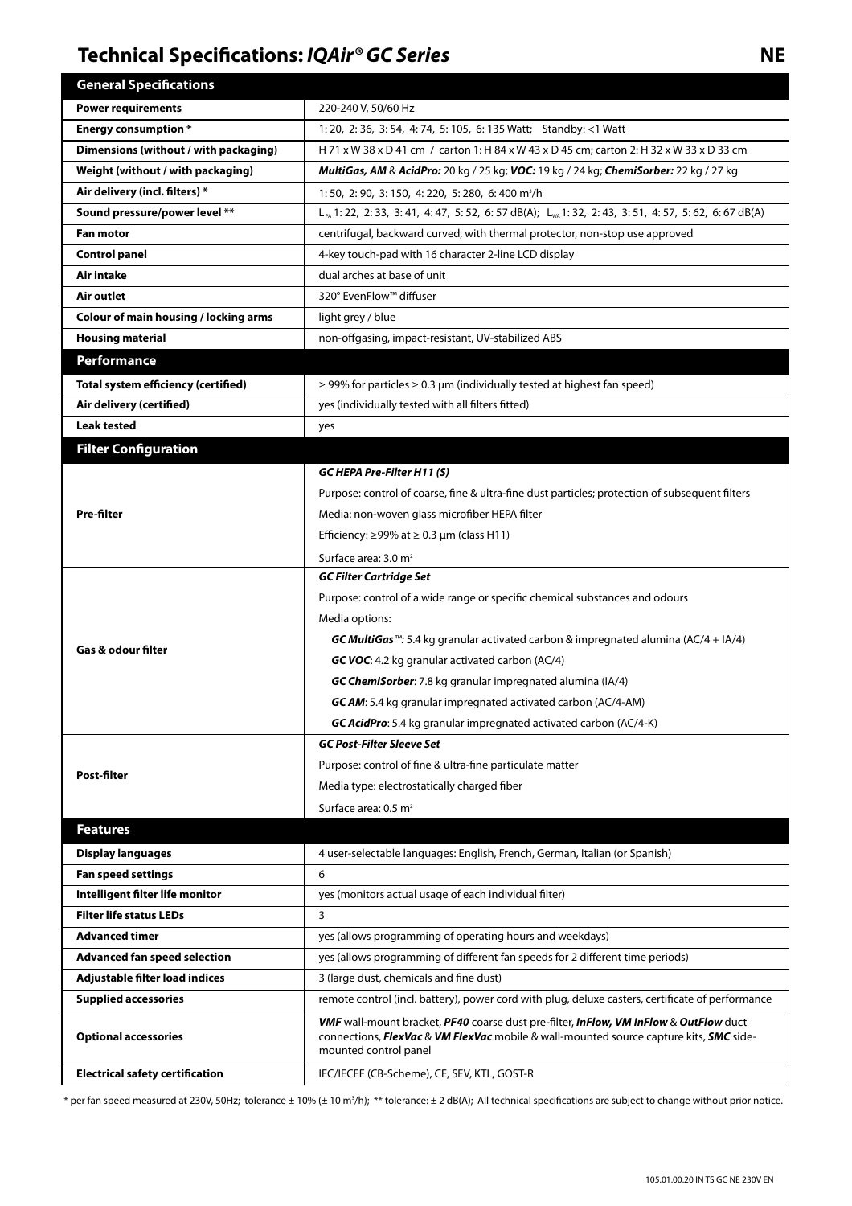# Technical Specifications: *IQAir® GC Series* NE

| General Specifications | |
|---|---|
| **Power requirements** | 220-240 V, 50/60 Hz |
| **Energy consumption** * | 1: 20, 2: 36, 3: 54, 4: 74, 5: 105, 6: 135 Watt; Standby: <1 Watt |
| **Dimensions (without / with packaging)** | H 71 x W 38 x D 41 cm / carton 1: H 84 x W 43 x D 45 cm; carton 2: H 32 x W 33 x D 33 cm |
| **Weight (without / with packaging)** | ***MultiGas, AM*** & ***AcidPro:*** 20 kg / 25 kg; ***VOC:*** 19 kg / 24 kg; ***ChemiSorber:*** 22 kg / 27 kg |
| **Air delivery (incl. filters)** * | 1: 50, 2: 90, 3: 150, 4: 220, 5: 280, 6: 400 $m^3$/h |
| **Sound pressure/power level** ** | $L_{PA}$ 1: 22, 2: 33, 3: 41, 4: 47, 5: 52, 6: 57 dB(A); $L_{WA}$ 1: 32, 2: 43, 3: 51, 4: 57, 5: 62, 6: 67 dB(A) |
| **Fan motor** | centrifugal, backward curved, with thermal protector, non-stop use approved |
| **Control panel** | 4-key touch-pad with 16 character 2-line LCD display |
| **Air intake** | dual arches at base of unit |
| **Air outlet** | 320° EvenFlow™ diffuser |
| **Colour of main housing / locking arms** | light grey / blue |
| **Housing material** | non-offgasing, impact-resistant, UV-stabilized ABS |
| **Performance** | |
| **Total system efficiency (certified)** | ≥ 99% for particles ≥ 0.3 µm (individually tested at highest fan speed) |
| **Air delivery (certified)** | yes (individually tested with all filters fitted) |
| **Leak tested** | yes |
| **Filter Configuration** | |
| **Pre-filter** | ***GC HEPA Pre-Filter H11 (S)***<br>Purpose: control of coarse, fine & ultra-fine dust particles; protection of subsequent filters<br>Media: non-woven glass microfiber HEPA filter<br>Efficiency: ≥99% at ≥ 0.3 µm (class H11)<br>Surface area: 3.0 $m^2$ |
| **Gas & odour filter** | ***GC Filter Cartridge Set***<br>Purpose: control of a wide range or specific chemical substances and odours<br>Media options:<br>***GC MultiGas™***: 5.4 kg granular activated carbon & impregnated alumina (AC/4 + IA/4)<br>***GC VOC***: 4.2 kg granular activated carbon (AC/4)<br>***GC ChemiSorber***: 7.8 kg granular impregnated alumina (IA/4)<br>***GC AM***: 5.4 kg granular impregnated activated carbon (AC/4-AM)<br>***GC AcidPro***: 5.4 kg granular impregnated activated carbon (AC/4-K) |
| **Post-filter** | ***GC Post-Filter Sleeve Set***<br>Purpose: control of fine & ultra-fine particulate matter<br>Media type: electrostatically charged fiber<br>Surface area: 0.5 $m^2$ |
| **Features** | |
| **Display languages** | 4 user-selectable languages: English, French, German, Italian (or Spanish) |
| **Fan speed settings** | 6 |
| **Intelligent filter life monitor** | yes (monitors actual usage of each individual filter) |
| **Filter life status LEDs** | 3 |
| **Advanced timer** | yes (allows programming of operating hours and weekdays) |
| **Advanced fan speed selection** | yes (allows programming of different fan speeds for 2 different time periods) |
| **Adjustable filter load indices** | 3 (large dust, chemicals and fine dust) |
| **Supplied accessories** | remote control (incl. battery), power cord with plug, deluxe casters, certificate of performance |
| **Optional accessories** | ***VMF*** wall-mount bracket, ***PF40*** coarse dust pre-filter, ***InFlow, VM InFlow*** & ***OutFlow*** duct connections, ***FlexVac*** & ***VM FlexVac*** mobile & wall-mounted source capture kits, ***SMC*** side-mounted control panel |
| **Electrical safety certification** | IEC/IECEE (CB-Scheme), CE, SEV, KTL, GOST-R |

\* per fan speed measured at 230V, 50Hz; tolerance ± 10% (± 10 $m^3$/h); ** tolerance: ± 2 dB(A); All technical specifications are subject to change without prior notice.

105.01.00.20 IN TS GC NE 230V EN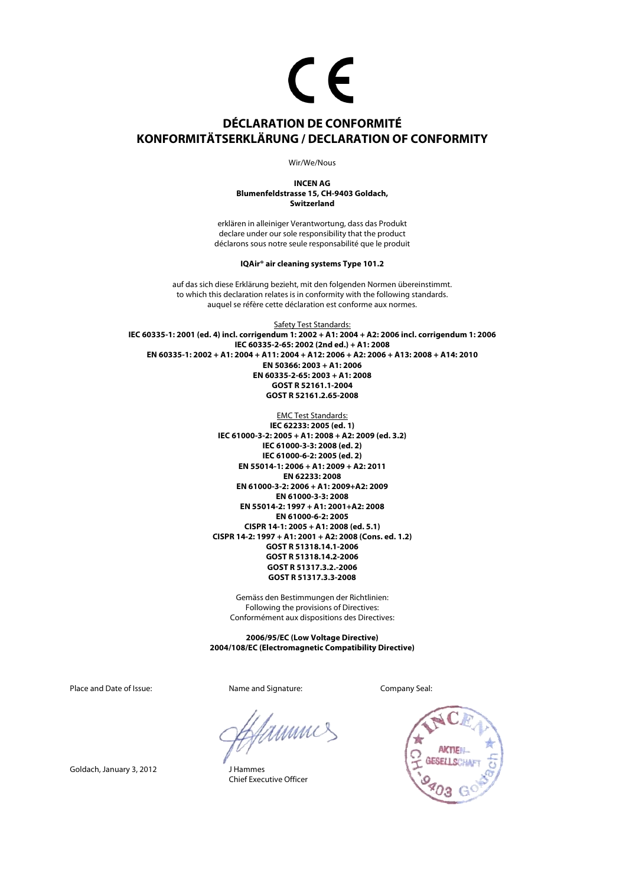CE

# DÉCLARATION DE CONFORMITÉ
# KONFORMITÄTSERKLÄRUNG / DECLARATION OF CONFORMITY

Wir/We/Nous

**INCEN AG**
**Blumenfeldstrasse 15, CH-9403 Goldach,**
**Switzerland**

erklären in alleiniger Verantwortung, dass das Produkt
declare under our sole responsibility that the product
déclarons sous notre seule responsabilité que le produit

**IQAir® air cleaning systems Type 101.2**

auf das sich diese Erklärung bezieht, mit den folgenden Normen übereinstimmt.
to which this declaration relates is in conformity with the following standards.
auquel se réfère cette déclaration est conforme aux normes.

Safety Test Standards:

**IEC 60335-1: 2001 (ed. 4) incl. corrigendum 1: 2002 + A1: 2004 + A2: 2006 incl. corrigendum 1: 2006**
**IEC 60335-2-65: 2002 (2nd ed.) + A1: 2008**
**EN 60335-1: 2002 + A1: 2004 + A11: 2004 + A12: 2006 + A2: 2006 + A13: 2008 + A14: 2010**
**EN 50366: 2003 + A1: 2006**
**EN 60335-2-65: 2003 + A1: 2008**
**GOST R 52161.1-2004**
**GOST R 52161.2.65-2008**

EMC Test Standards:

**IEC 62233: 2005 (ed. 1)**
**IEC 61000-3-2: 2005 + A1: 2008 + A2: 2009 (ed. 3.2)**
**IEC 61000-3-3: 2008 (ed. 2)**
**IEC 61000-6-2: 2005 (ed. 2)**
**EN 55014-1: 2006 + A1: 2009 + A2: 2011**
**EN 62233: 2008**
**EN 61000-3-2: 2006 + A1: 2009+A2: 2009**
**EN 61000-3-3: 2008**
**EN 55014-2: 1997 + A1: 2001+A2: 2008**
**EN 61000-6-2: 2005**
**CISPR 14-1: 2005 + A1: 2008 (ed. 5.1)**
**CISPR 14-2: 1997 + A1: 2001 + A2: 2008 (Cons. ed. 1.2)**
**GOST R 51318.14.1-2006**
**GOST R 51318.14.2-2006**
**GOST R 51317.3.2.-2006**
**GOST R 51317.3.3-2008**

Gemäss den Bestimmungen der Richtlinien:
Following the provisions of Directives:
Conformément aux dispositions des Directives:

**2006/95/EC (Low Voltage Directive)**
**2004/108/EC (Electromagnetic Compatibility Directive)**

Place and Date of Issue: Goldach, January 3, 2012

Name and Signature: J Hammes, Chief Executive Officer

Company Seal: INCEN AKTIEN-GESELLSCHAFT CH-9403 Goldach